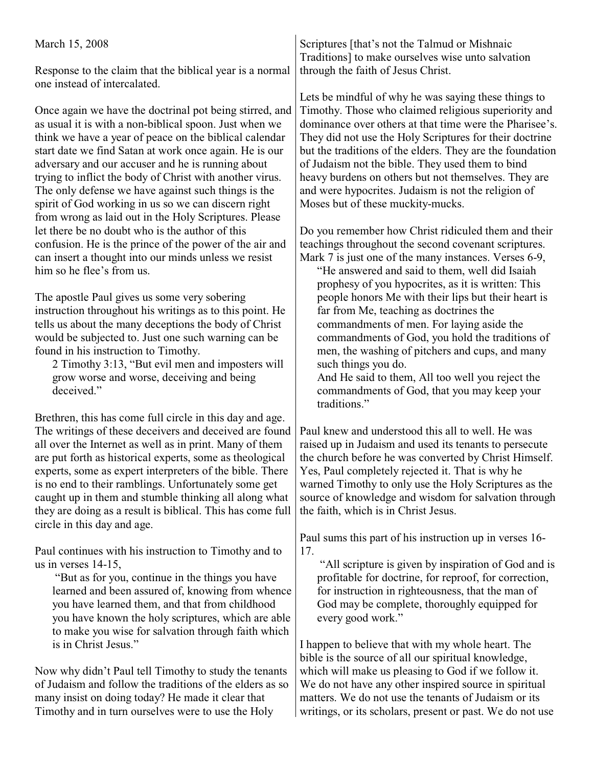March 15, 2008

Response to the claim that the biblical year is a normal one instead of intercalated.

Once again we have the doctrinal pot being stirred, and as usual it is with a non-biblical spoon. Just when we think we have a year of peace on the biblical calendar start date we find Satan at work once again. He is our adversary and our accuser and he is running about trying to inflict the body of Christ with another virus. The only defense we have against such things is the spirit of God working in us so we can discern right from wrong as laid out in the Holy Scriptures. Please let there be no doubt who is the author of this confusion. He is the prince of the power of the air and can insert a thought into our minds unless we resist him so he flee's from us.

The apostle Paul gives us some very sobering instruction throughout his writings as to this point. He tells us about the many deceptions the body of Christ would be subjected to. Just one such warning can be found in his instruction to Timothy.

> 2 Timothy 3:13, "But evil men and imposters will grow worse and worse, deceiving and being deceived."

Brethren, this has come full circle in this day and age. The writings of these deceivers and deceived are found all over the Internet as well as in print. Many of them are put forth as historical experts, some as theological experts, some as expert interpreters of the bible. There is no end to their ramblings. Unfortunately some get caught up in them and stumble thinking all along what they are doing as a result is biblical. This has come full circle in this day and age.

Paul continues with his instruction to Timothy and to us in verses 14-15,

> "But as for you, continue in the things you have learned and been assured of, knowing from whence you have learned them, and that from childhood you have known the holy scriptures, which are able to make you wise for salvation through faith which is in Christ Jesus."

Now why didn't Paul tell Timothy to study the tenants of Judaism and follow the traditions of the elders as so many insist on doing today? He made it clear that Timothy and in turn ourselves were to use the Holy Scriptures [that's not the Talmud or Mishnaic Traditions] to make ourselves wise unto salvation through the faith of Jesus Christ.

Lets be mindful of why he was saying these things to Timothy. Those who claimed religious superiority and dominance over others at that time were the Pharisee's. They did not use the Holy Scriptures for their doctrine but the traditions of the elders. They are the foundation of Judaism not the bible. They used them to bind heavy burdens on others but not themselves. They are and were hypocrites. Judaism is not the religion of Moses but of these muckity-mucks.

Do you remember how Christ ridiculed them and their teachings throughout the second covenant scriptures. Mark 7 is just one of the many instances. Verses 6-9,

> "He answered and said to them, well did Isaiah prophesy of you hypocrites, as it is written: This people honors Me with their lips but their heart is far from Me, teaching as doctrines the commandments of men. For laying aside the commandments of God, you hold the traditions of men, the washing of pitchers and cups, and many such things you do.
>
> And He said to them, All too well you reject the commandments of God, that you may keep your traditions."

Paul knew and understood this all to well. He was raised up in Judaism and used its tenants to persecute the church before he was converted by Christ Himself. Yes, Paul completely rejected it. That is why he warned Timothy to only use the Holy Scriptures as the source of knowledge and wisdom for salvation through the faith, which is in Christ Jesus.

Paul sums this part of his instruction up in verses 16-17.

> "All scripture is given by inspiration of God and is profitable for doctrine, for reproof, for correction, for instruction in righteousness, that the man of God may be complete, thoroughly equipped for every good work."

I happen to believe that with my whole heart. The bible is the source of all our spiritual knowledge, which will make us pleasing to God if we follow it. We do not have any other inspired source in spiritual matters. We do not use the tenants of Judaism or its writings, or its scholars, present or past. We do not use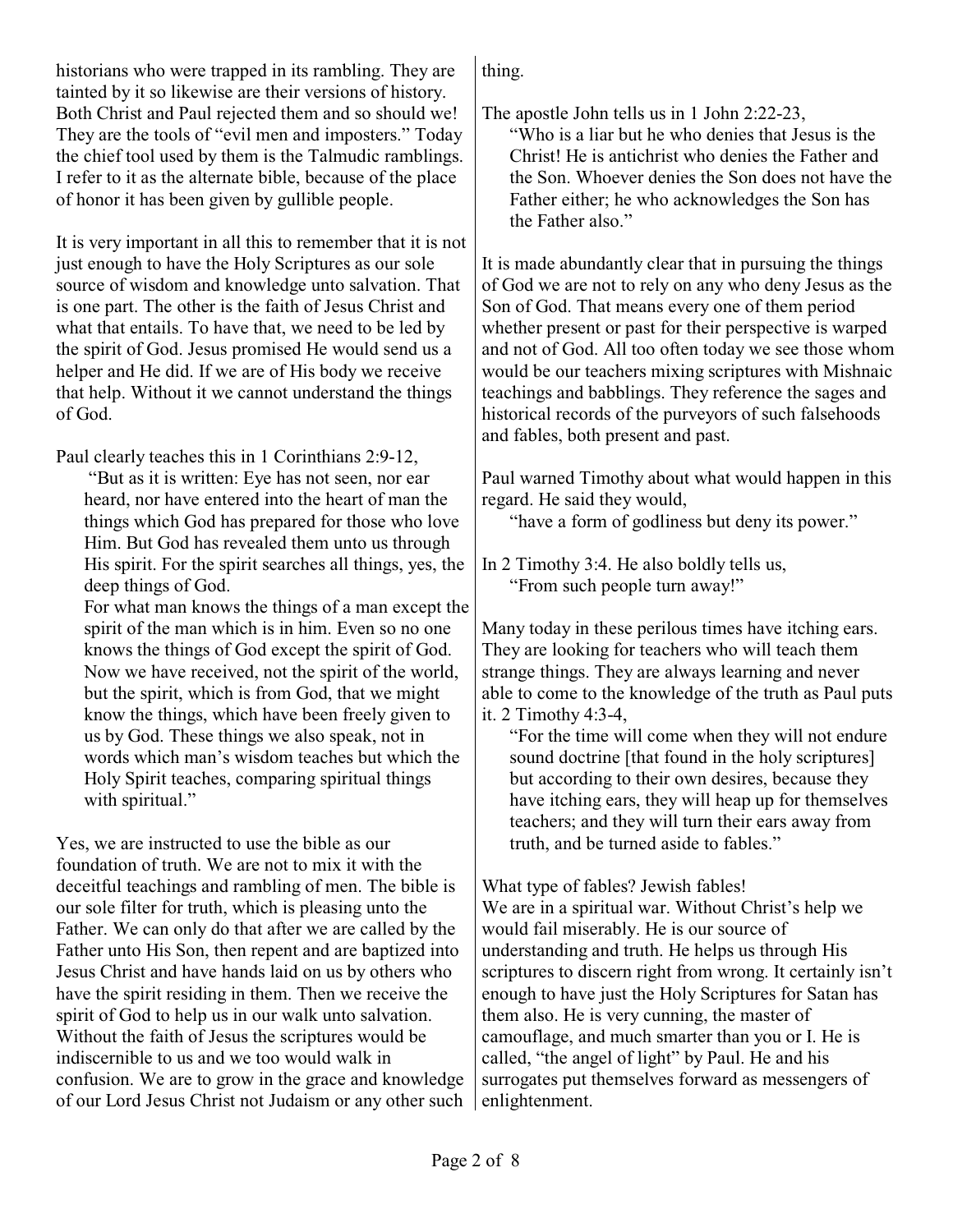historians who were trapped in its rambling. They are tainted by it so likewise are their versions of history. Both Christ and Paul rejected them and so should we! They are the tools of "evil men and imposters." Today the chief tool used by them is the Talmudic ramblings. I refer to it as the alternate bible, because of the place of honor it has been given by gullible people.

It is very important in all this to remember that it is not just enough to have the Holy Scriptures as our sole source of wisdom and knowledge unto salvation. That is one part. The other is the faith of Jesus Christ and what that entails. To have that, we need to be led by the spirit of God. Jesus promised He would send us a helper and He did. If we are of His body we receive that help. Without it we cannot understand the things of God.

Paul clearly teaches this in 1 Corinthians 2:9-12,

> "But as it is written: Eye has not seen, nor ear heard, nor have entered into the heart of man the things which God has prepared for those who love Him. But God has revealed them unto us through His spirit. For the spirit searches all things, yes, the deep things of God.
> For what man knows the things of a man except the spirit of the man which is in him. Even so no one knows the things of God except the spirit of God. Now we have received, not the spirit of the world, but the spirit, which is from God, that we might know the things, which have been freely given to us by God. These things we also speak, not in words which man's wisdom teaches but which the Holy Spirit teaches, comparing spiritual things with spiritual."

Yes, we are instructed to use the bible as our foundation of truth. We are not to mix it with the deceitful teachings and rambling of men. The bible is our sole filter for truth, which is pleasing unto the Father. We can only do that after we are called by the Father unto His Son, then repent and are baptized into Jesus Christ and have hands laid on us by others who have the spirit residing in them. Then we receive the spirit of God to help us in our walk unto salvation. Without the faith of Jesus the scriptures would be indiscernible to us and we too would walk in confusion. We are to grow in the grace and knowledge of our Lord Jesus Christ not Judaism or any other such thing.

The apostle John tells us in 1 John 2:22-23,

> "Who is a liar but he who denies that Jesus is the Christ! He is antichrist who denies the Father and the Son. Whoever denies the Son does not have the Father either; he who acknowledges the Son has the Father also."

It is made abundantly clear that in pursuing the things of God we are not to rely on any who deny Jesus as the Son of God. That means every one of them period whether present or past for their perspective is warped and not of God. All too often today we see those whom would be our teachers mixing scriptures with Mishnaic teachings and babblings. They reference the sages and historical records of the purveyors of such falsehoods and fables, both present and past.

Paul warned Timothy about what would happen in this regard. He said they would,

> "have a form of godliness but deny its power."

In 2 Timothy 3:4. He also boldly tells us,

> "From such people turn away!"

Many today in these perilous times have itching ears. They are looking for teachers who will teach them strange things. They are always learning and never able to come to the knowledge of the truth as Paul puts it. 2 Timothy 4:3-4,

> "For the time will come when they will not endure sound doctrine [that found in the holy scriptures] but according to their own desires, because they have itching ears, they will heap up for themselves teachers; and they will turn their ears away from truth, and be turned aside to fables."

What type of fables? Jewish fables!
We are in a spiritual war. Without Christ's help we would fail miserably. He is our source of understanding and truth. He helps us through His scriptures to discern right from wrong. It certainly isn't enough to have just the Holy Scriptures for Satan has them also. He is very cunning, the master of camouflage, and much smarter than you or I. He is called, "the angel of light" by Paul. He and his surrogates put themselves forward as messengers of enlightenment.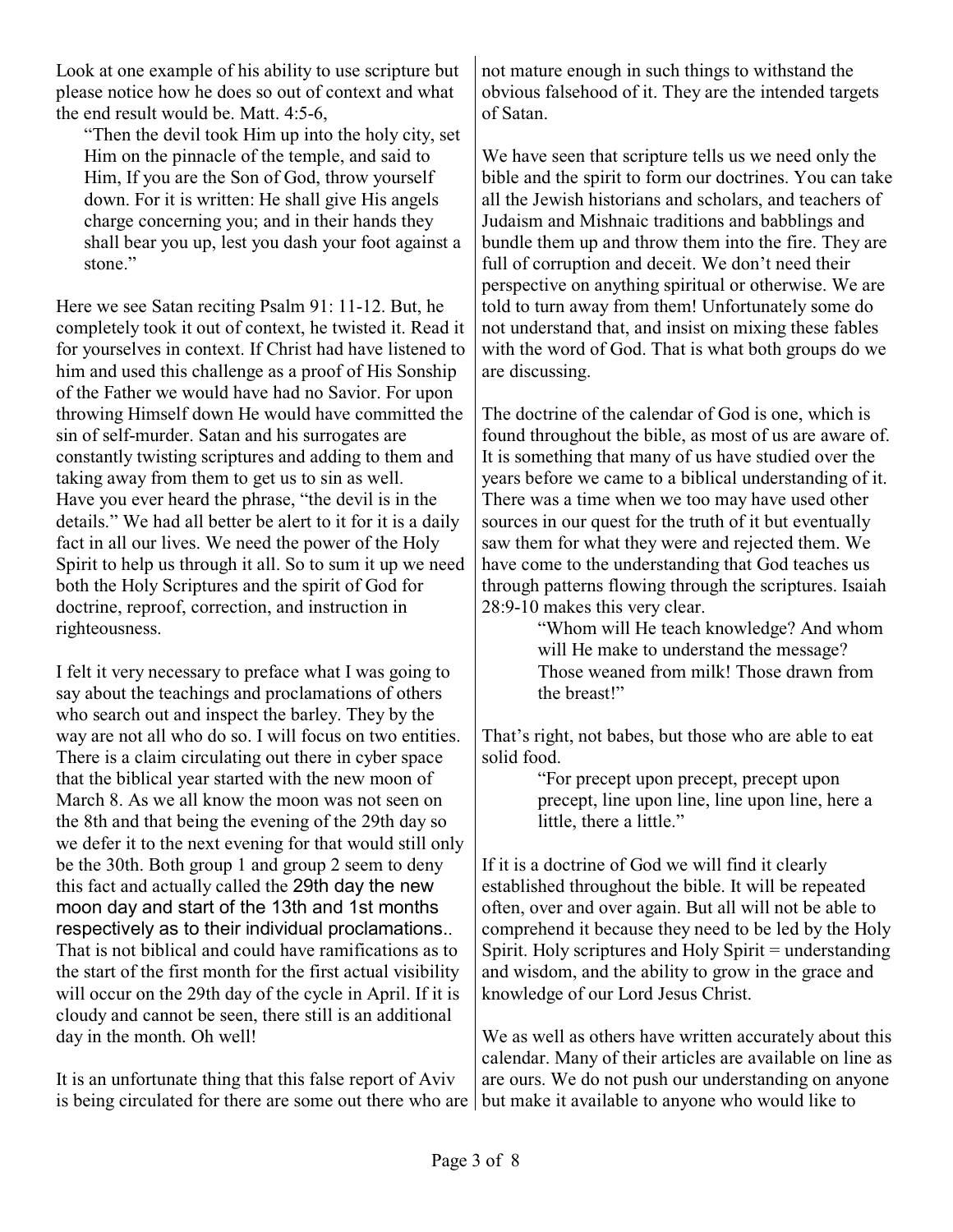Look at one example of his ability to use scripture but please notice how he does so out of context and what the end result would be. Matt. 4:5-6,

> "Then the devil took Him up into the holy city, set Him on the pinnacle of the temple, and said to Him, If you are the Son of God, throw yourself down. For it is written: He shall give His angels charge concerning you; and in their hands they shall bear you up, lest you dash your foot against a stone."

Here we see Satan reciting Psalm 91: 11-12. But, he completely took it out of context, he twisted it. Read it for yourselves in context. If Christ had have listened to him and used this challenge as a proof of His Sonship of the Father we would have had no Savior. For upon throwing Himself down He would have committed the sin of self-murder. Satan and his surrogates are constantly twisting scriptures and adding to them and taking away from them to get us to sin as well. Have you ever heard the phrase, "the devil is in the details." We had all better be alert to it for it is a daily fact in all our lives. We need the power of the Holy Spirit to help us through it all. So to sum it up we need both the Holy Scriptures and the spirit of God for doctrine, reproof, correction, and instruction in righteousness.

I felt it very necessary to preface what I was going to say about the teachings and proclamations of others who search out and inspect the barley. They by the way are not all who do so. I will focus on two entities. There is a claim circulating out there in cyber space that the biblical year started with the new moon of March 8. As we all know the moon was not seen on the 8th and that being the evening of the 29th day so we defer it to the next evening for that would still only be the 30th. Both group 1 and group 2 seem to deny this fact and actually called the 29th day the new moon day and start of the 13th and 1st months respectively as to their individual proclamations.. That is not biblical and could have ramifications as to the start of the first month for the first actual visibility will occur on the 29th day of the cycle in April. If it is cloudy and cannot be seen, there still is an additional day in the month. Oh well!

It is an unfortunate thing that this false report of Aviv is being circulated for there are some out there who are not mature enough in such things to withstand the obvious falsehood of it. They are the intended targets of Satan.

We have seen that scripture tells us we need only the bible and the spirit to form our doctrines. You can take all the Jewish historians and scholars, and teachers of Judaism and Mishnaic traditions and babblings and bundle them up and throw them into the fire. They are full of corruption and deceit. We don't need their perspective on anything spiritual or otherwise. We are told to turn away from them! Unfortunately some do not understand that, and insist on mixing these fables with the word of God. That is what both groups do we are discussing.

The doctrine of the calendar of God is one, which is found throughout the bible, as most of us are aware of. It is something that many of us have studied over the years before we came to a biblical understanding of it. There was a time when we too may have used other sources in our quest for the truth of it but eventually saw them for what they were and rejected them. We have come to the understanding that God teaches us through patterns flowing through the scriptures. Isaiah 28:9-10 makes this very clear.

> "Whom will He teach knowledge? And whom will He make to understand the message? Those weaned from milk! Those drawn from the breast!"

That's right, not babes, but those who are able to eat solid food.

> "For precept upon precept, precept upon precept, line upon line, line upon line, here a little, there a little."

If it is a doctrine of God we will find it clearly established throughout the bible. It will be repeated often, over and over again. But all will not be able to comprehend it because they need to be led by the Holy Spirit. Holy scriptures and Holy Spirit = understanding and wisdom, and the ability to grow in the grace and knowledge of our Lord Jesus Christ.

We as well as others have written accurately about this calendar. Many of their articles are available on line as are ours. We do not push our understanding on anyone but make it available to anyone who would like to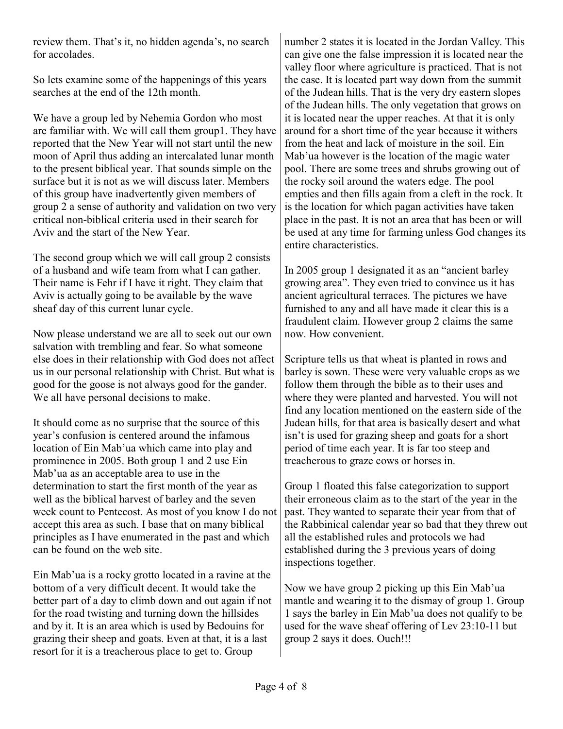review them. That's it, no hidden agenda's, no search for accolades.

So lets examine some of the happenings of this years searches at the end of the 12th month.

We have a group led by Nehemia Gordon who most are familiar with. We will call them group1. They have reported that the New Year will not start until the new moon of April thus adding an intercalated lunar month to the present biblical year. That sounds simple on the surface but it is not as we will discuss later. Members of this group have inadvertently given members of group 2 a sense of authority and validation on two very critical non-biblical criteria used in their search for Aviv and the start of the New Year.

The second group which we will call group 2 consists of a husband and wife team from what I can gather. Their name is Fehr if I have it right. They claim that Aviv is actually going to be available by the wave sheaf day of this current lunar cycle.

Now please understand we are all to seek out our own salvation with trembling and fear. So what someone else does in their relationship with God does not affect us in our personal relationship with Christ. But what is good for the goose is not always good for the gander. We all have personal decisions to make.

It should come as no surprise that the source of this year's confusion is centered around the infamous location of Ein Mab'ua which came into play and prominence in 2005. Both group 1 and 2 use Ein Mab'ua as an acceptable area to use in the determination to start the first month of the year as well as the biblical harvest of barley and the seven week count to Pentecost. As most of you know I do not accept this area as such. I base that on many biblical principles as I have enumerated in the past and which can be found on the web site.

Ein Mab'ua is a rocky grotto located in a ravine at the bottom of a very difficult decent. It would take the better part of a day to climb down and out again if not for the road twisting and turning down the hillsides and by it. It is an area which is used by Bedouins for grazing their sheep and goats. Even at that, it is a last resort for it is a treacherous place to get to. Group number 2 states it is located in the Jordan Valley. This can give one the false impression it is located near the valley floor where agriculture is practiced. That is not the case. It is located part way down from the summit of the Judean hills. That is the very dry eastern slopes of the Judean hills. The only vegetation that grows on it is located near the upper reaches. At that it is only around for a short time of the year because it withers from the heat and lack of moisture in the soil. Ein Mab'ua however is the location of the magic water pool. There are some trees and shrubs growing out of the rocky soil around the waters edge. The pool empties and then fills again from a cleft in the rock. It is the location for which pagan activities have taken place in the past. It is not an area that has been or will be used at any time for farming unless God changes its entire characteristics.

In 2005 group 1 designated it as an "ancient barley growing area". They even tried to convince us it has ancient agricultural terraces. The pictures we have furnished to any and all have made it clear this is a fraudulent claim. However group 2 claims the same now. How convenient.

Scripture tells us that wheat is planted in rows and barley is sown. These were very valuable crops as we follow them through the bible as to their uses and where they were planted and harvested. You will not find any location mentioned on the eastern side of the Judean hills, for that area is basically desert and what isn't is used for grazing sheep and goats for a short period of time each year. It is far too steep and treacherous to graze cows or horses in.

Group 1 floated this false categorization to support their erroneous claim as to the start of the year in the past. They wanted to separate their year from that of the Rabbinical calendar year so bad that they threw out all the established rules and protocols we had established during the 3 previous years of doing inspections together.

Now we have group 2 picking up this Ein Mab'ua mantle and wearing it to the dismay of group 1. Group 1 says the barley in Ein Mab'ua does not qualify to be used for the wave sheaf offering of Lev 23:10-11 but group 2 says it does. Ouch!!!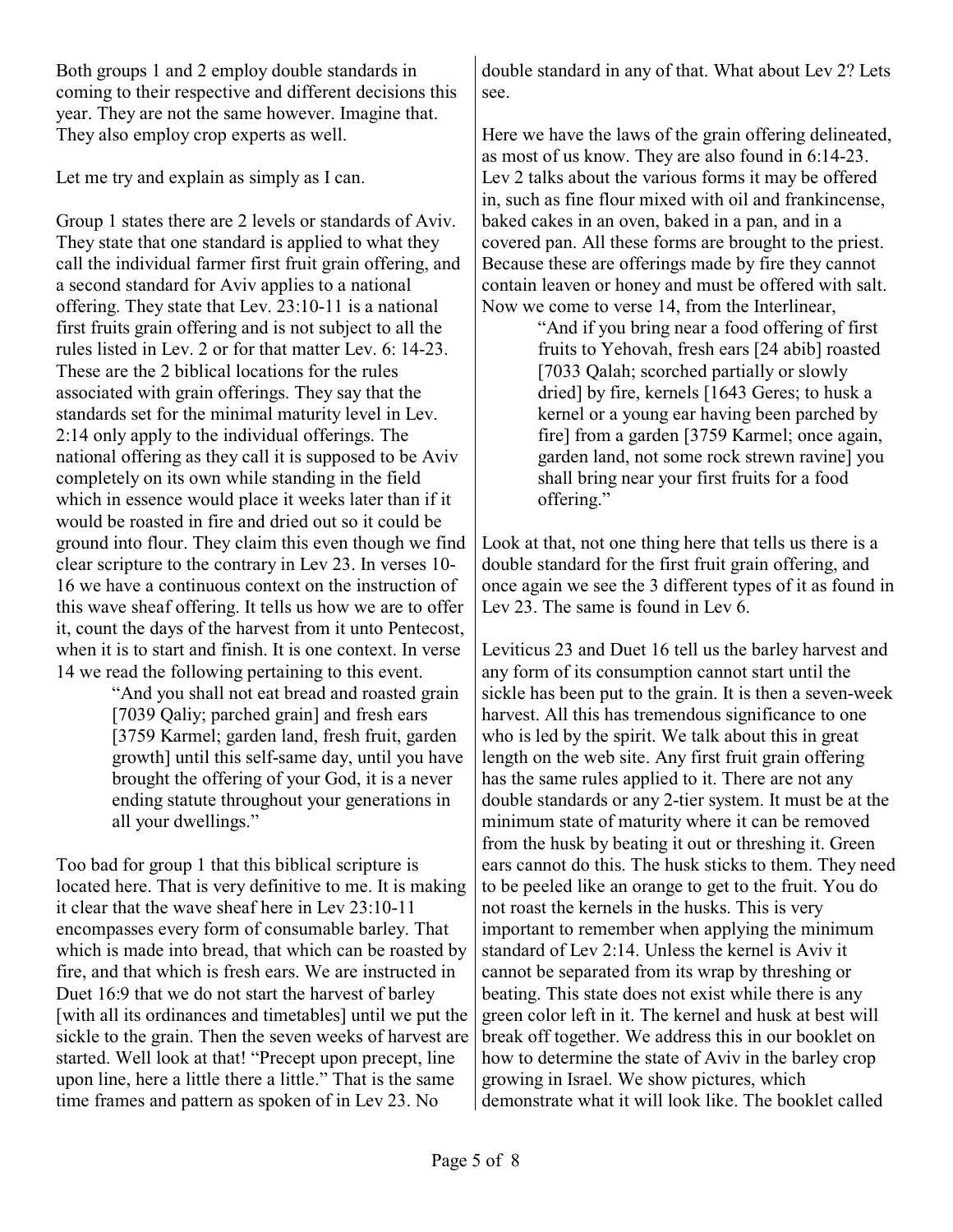Both groups 1 and 2 employ double standards in coming to their respective and different decisions this year. They are not the same however. Imagine that. They also employ crop experts as well.

Let me try and explain as simply as I can.

Group 1 states there are 2 levels or standards of Aviv. They state that one standard is applied to what they call the individual farmer first fruit grain offering, and a second standard for Aviv applies to a national offering. They state that Lev. 23:10-11 is a national first fruits grain offering and is not subject to all the rules listed in Lev. 2 or for that matter Lev. 6: 14-23. These are the 2 biblical locations for the rules associated with grain offerings. They say that the standards set for the minimal maturity level in Lev. 2:14 only apply to the individual offerings. The national offering as they call it is supposed to be Aviv completely on its own while standing in the field which in essence would place it weeks later than if it would be roasted in fire and dried out so it could be ground into flour. They claim this even though we find clear scripture to the contrary in Lev 23. In verses 10-16 we have a continuous context on the instruction of this wave sheaf offering. It tells us how we are to offer it, count the days of the harvest from it unto Pentecost, when it is to start and finish. It is one context. In verse 14 we read the following pertaining to this event.

> "And you shall not eat bread and roasted grain [7039 Qaliy; parched grain] and fresh ears [3759 Karmel; garden land, fresh fruit, garden growth] until this self-same day, until you have brought the offering of your God, it is a never ending statute throughout your generations in all your dwellings."

Too bad for group 1 that this biblical scripture is located here. That is very definitive to me. It is making it clear that the wave sheaf here in Lev 23:10-11 encompasses every form of consumable barley. That which is made into bread, that which can be roasted by fire, and that which is fresh ears. We are instructed in Duet 16:9 that we do not start the harvest of barley [with all its ordinances and timetables] until we put the sickle to the grain. Then the seven weeks of harvest are started. Well look at that! "Precept upon precept, line upon line, here a little there a little." That is the same time frames and pattern as spoken of in Lev 23. No double standard in any of that. What about Lev 2? Lets see.

Here we have the laws of the grain offering delineated, as most of us know. They are also found in 6:14-23. Lev 2 talks about the various forms it may be offered in, such as fine flour mixed with oil and frankincense, baked cakes in an oven, baked in a pan, and in a covered pan. All these forms are brought to the priest. Because these are offerings made by fire they cannot contain leaven or honey and must be offered with salt. Now we come to verse 14, from the Interlinear,

> "And if you bring near a food offering of first fruits to Yehovah, fresh ears [24 abib] roasted [7033 Qalah; scorched partially or slowly dried] by fire, kernels [1643 Geres; to husk a kernel or a young ear having been parched by fire] from a garden [3759 Karmel; once again, garden land, not some rock strewn ravine] you shall bring near your first fruits for a food offering."

Look at that, not one thing here that tells us there is a double standard for the first fruit grain offering, and once again we see the 3 different types of it as found in Lev 23. The same is found in Lev 6.

Leviticus 23 and Duet 16 tell us the barley harvest and any form of its consumption cannot start until the sickle has been put to the grain. It is then a seven-week harvest. All this has tremendous significance to one who is led by the spirit. We talk about this in great length on the web site. Any first fruit grain offering has the same rules applied to it. There are not any double standards or any 2-tier system. It must be at the minimum state of maturity where it can be removed from the husk by beating it out or threshing it. Green ears cannot do this. The husk sticks to them. They need to be peeled like an orange to get to the fruit. You do not roast the kernels in the husks. This is very important to remember when applying the minimum standard of Lev 2:14. Unless the kernel is Aviv it cannot be separated from its wrap by threshing or beating. This state does not exist while there is any green color left in it. The kernel and husk at best will break off together. We address this in our booklet on how to determine the state of Aviv in the barley crop growing in Israel. We show pictures, which demonstrate what it will look like. The booklet called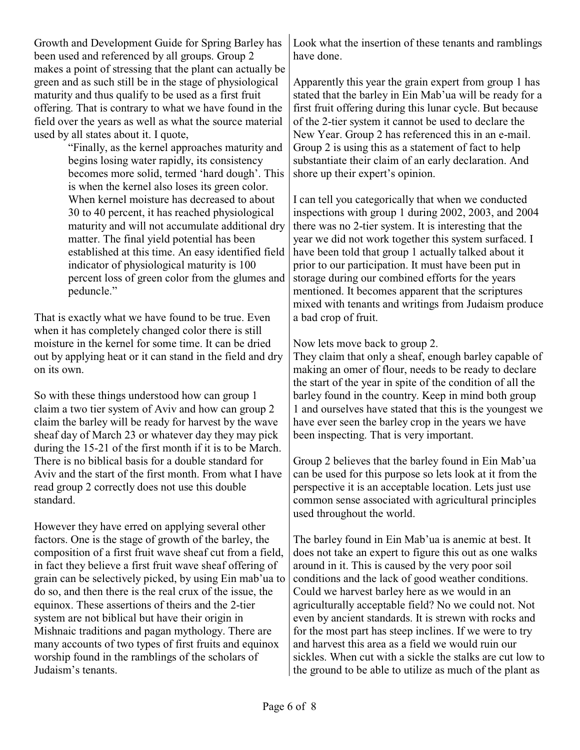Growth and Development Guide for Spring Barley has been used and referenced by all groups. Group 2 makes a point of stressing that the plant can actually be green and as such still be in the stage of physiological maturity and thus qualify to be used as a first fruit offering. That is contrary to what we have found in the field over the years as well as what the source material used by all states about it. I quote,

> "Finally, as the kernel approaches maturity and begins losing water rapidly, its consistency becomes more solid, termed 'hard dough'. This is when the kernel also loses its green color. When kernel moisture has decreased to about 30 to 40 percent, it has reached physiological maturity and will not accumulate additional dry matter. The final yield potential has been established at this time. An easy identified field indicator of physiological maturity is 100 percent loss of green color from the glumes and peduncle."

That is exactly what we have found to be true. Even when it has completely changed color there is still moisture in the kernel for some time. It can be dried out by applying heat or it can stand in the field and dry on its own.

So with these things understood how can group 1 claim a two tier system of Aviv and how can group 2 claim the barley will be ready for harvest by the wave sheaf day of March 23 or whatever day they may pick during the 15-21 of the first month if it is to be March. There is no biblical basis for a double standard for Aviv and the start of the first month. From what I have read group 2 correctly does not use this double standard.

However they have erred on applying several other factors. One is the stage of growth of the barley, the composition of a first fruit wave sheaf cut from a field, in fact they believe a first fruit wave sheaf offering of grain can be selectively picked, by using Ein mab'ua to do so, and then there is the real crux of the issue, the equinox. These assertions of theirs and the 2-tier system are not biblical but have their origin in Mishnaic traditions and pagan mythology. There are many accounts of two types of first fruits and equinox worship found in the ramblings of the scholars of Judaism's tenants.

Look what the insertion of these tenants and ramblings have done.

Apparently this year the grain expert from group 1 has stated that the barley in Ein Mab'ua will be ready for a first fruit offering during this lunar cycle. But because of the 2-tier system it cannot be used to declare the New Year. Group 2 has referenced this in an e-mail. Group 2 is using this as a statement of fact to help substantiate their claim of an early declaration. And shore up their expert's opinion.

I can tell you categorically that when we conducted inspections with group 1 during 2002, 2003, and 2004 there was no 2-tier system. It is interesting that the year we did not work together this system surfaced. I have been told that group 1 actually talked about it prior to our participation. It must have been put in storage during our combined efforts for the years mentioned. It becomes apparent that the scriptures mixed with tenants and writings from Judaism produce a bad crop of fruit.

Now lets move back to group 2.
They claim that only a sheaf, enough barley capable of making an omer of flour, needs to be ready to declare the start of the year in spite of the condition of all the barley found in the country. Keep in mind both group 1 and ourselves have stated that this is the youngest we have ever seen the barley crop in the years we have been inspecting. That is very important.

Group 2 believes that the barley found in Ein Mab'ua can be used for this purpose so lets look at it from the perspective it is an acceptable location. Lets just use common sense associated with agricultural principles used throughout the world.

The barley found in Ein Mab'ua is anemic at best. It does not take an expert to figure this out as one walks around in it. This is caused by the very poor soil conditions and the lack of good weather conditions. Could we harvest barley here as we would in an agriculturally acceptable field? No we could not. Not even by ancient standards. It is strewn with rocks and for the most part has steep inclines. If we were to try and harvest this area as a field we would ruin our sickles. When cut with a sickle the stalks are cut low to the ground to be able to utilize as much of the plant as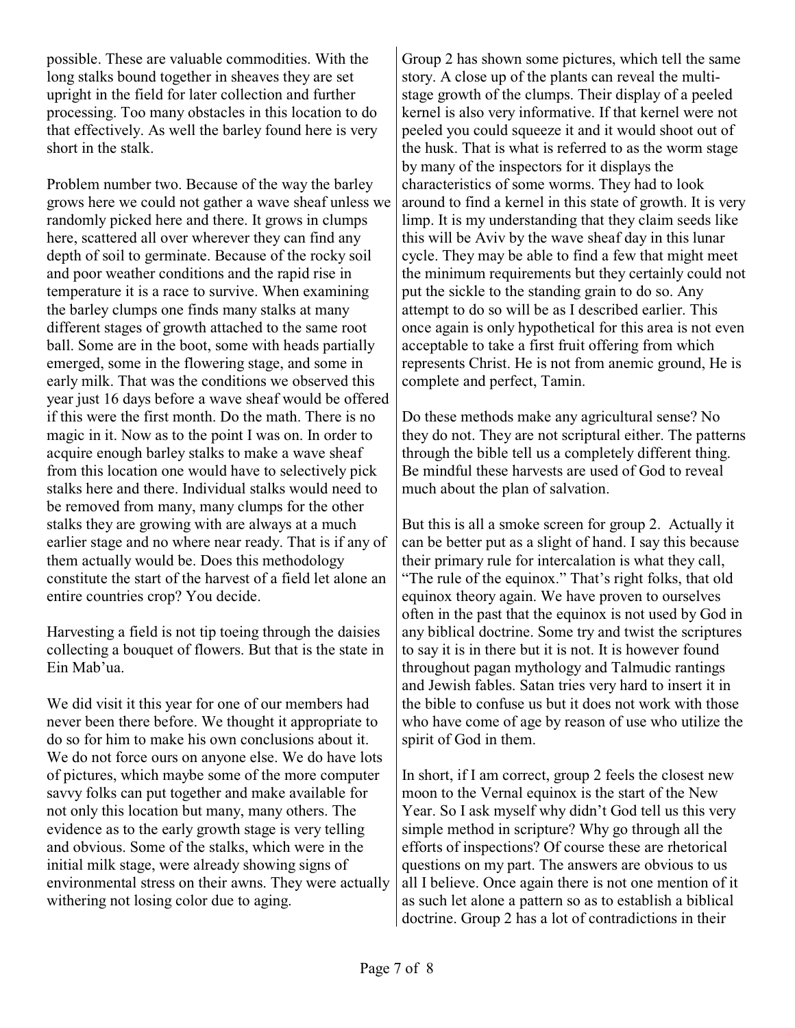possible. These are valuable commodities. With the long stalks bound together in sheaves they are set upright in the field for later collection and further processing. Too many obstacles in this location to do that effectively. As well the barley found here is very short in the stalk.

Problem number two. Because of the way the barley grows here we could not gather a wave sheaf unless we randomly picked here and there. It grows in clumps here, scattered all over wherever they can find any depth of soil to germinate. Because of the rocky soil and poor weather conditions and the rapid rise in temperature it is a race to survive. When examining the barley clumps one finds many stalks at many different stages of growth attached to the same root ball. Some are in the boot, some with heads partially emerged, some in the flowering stage, and some in early milk. That was the conditions we observed this year just 16 days before a wave sheaf would be offered if this were the first month. Do the math. There is no magic in it. Now as to the point I was on. In order to acquire enough barley stalks to make a wave sheaf from this location one would have to selectively pick stalks here and there. Individual stalks would need to be removed from many, many clumps for the other stalks they are growing with are always at a much earlier stage and no where near ready. That is if any of them actually would be. Does this methodology constitute the start of the harvest of a field let alone an entire countries crop? You decide.

Harvesting a field is not tip toeing through the daisies collecting a bouquet of flowers. But that is the state in Ein Mab'ua.

We did visit it this year for one of our members had never been there before. We thought it appropriate to do so for him to make his own conclusions about it. We do not force ours on anyone else. We do have lots of pictures, which maybe some of the more computer savvy folks can put together and make available for not only this location but many, many others. The evidence as to the early growth stage is very telling and obvious. Some of the stalks, which were in the initial milk stage, were already showing signs of environmental stress on their awns. They were actually withering not losing color due to aging.

Group 2 has shown some pictures, which tell the same story. A close up of the plants can reveal the multi-stage growth of the clumps. Their display of a peeled kernel is also very informative. If that kernel were not peeled you could squeeze it and it would shoot out of the husk. That is what is referred to as the worm stage by many of the inspectors for it displays the characteristics of some worms. They had to look around to find a kernel in this state of growth. It is very limp. It is my understanding that they claim seeds like this will be Aviv by the wave sheaf day in this lunar cycle. They may be able to find a few that might meet the minimum requirements but they certainly could not put the sickle to the standing grain to do so. Any attempt to do so will be as I described earlier. This once again is only hypothetical for this area is not even acceptable to take a first fruit offering from which represents Christ. He is not from anemic ground, He is complete and perfect, Tamin.

Do these methods make any agricultural sense? No they do not. They are not scriptural either. The patterns through the bible tell us a completely different thing. Be mindful these harvests are used of God to reveal much about the plan of salvation.

But this is all a smoke screen for group 2. Actually it can be better put as a slight of hand. I say this because their primary rule for intercalation is what they call, "The rule of the equinox." That's right folks, that old equinox theory again. We have proven to ourselves often in the past that the equinox is not used by God in any biblical doctrine. Some try and twist the scriptures to say it is in there but it is not. It is however found throughout pagan mythology and Talmudic rantings and Jewish fables. Satan tries very hard to insert it in the bible to confuse us but it does not work with those who have come of age by reason of use who utilize the spirit of God in them.

In short, if I am correct, group 2 feels the closest new moon to the Vernal equinox is the start of the New Year. So I ask myself why didn't God tell us this very simple method in scripture? Why go through all the efforts of inspections? Of course these are rhetorical questions on my part. The answers are obvious to us all I believe. Once again there is not one mention of it as such let alone a pattern so as to establish a biblical doctrine. Group 2 has a lot of contradictions in their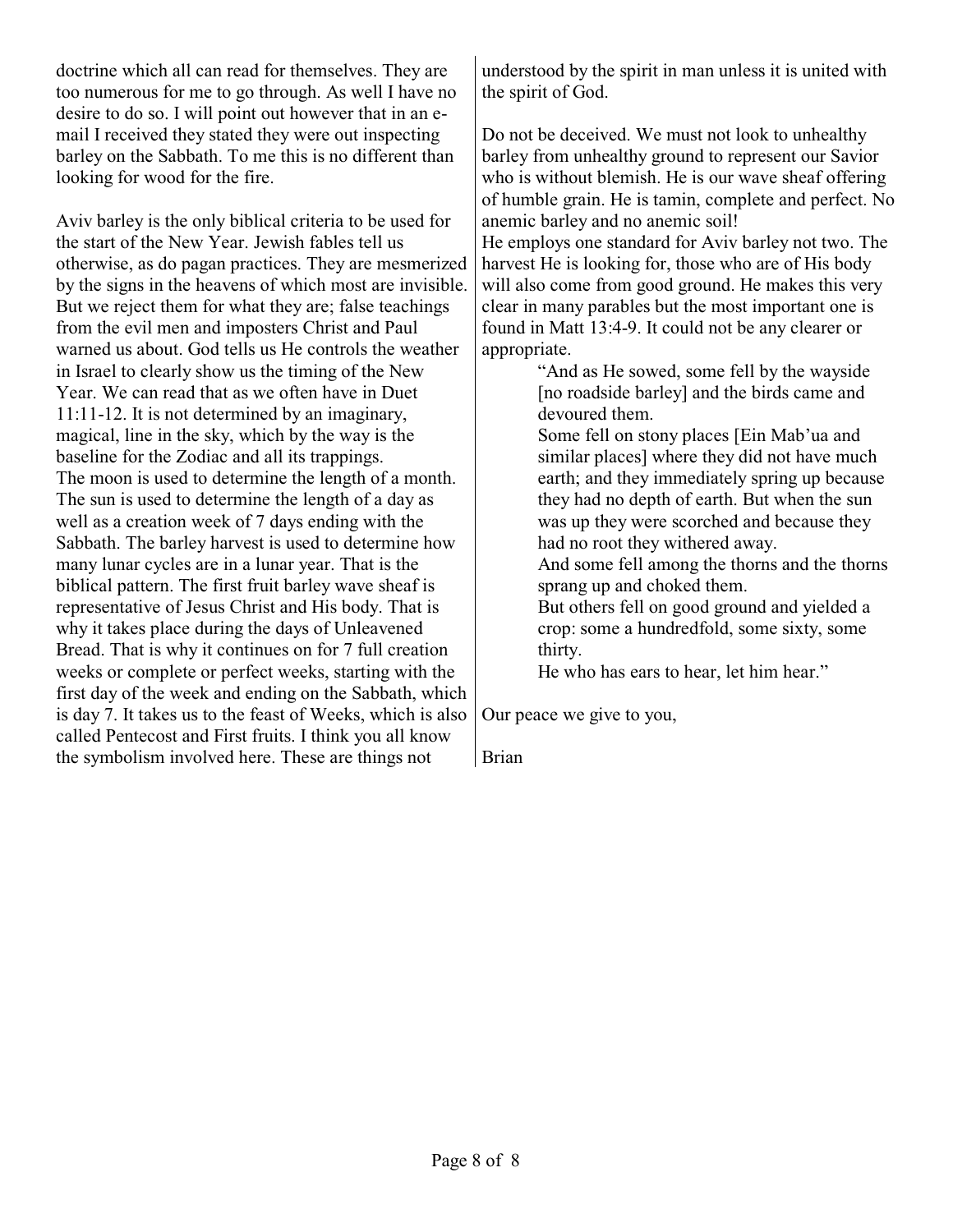doctrine which all can read for themselves. They are too numerous for me to go through. As well I have no desire to do so. I will point out however that in an e-mail I received they stated they were out inspecting barley on the Sabbath. To me this is no different than looking for wood for the fire.

Aviv barley is the only biblical criteria to be used for the start of the New Year. Jewish fables tell us otherwise, as do pagan practices. They are mesmerized by the signs in the heavens of which most are invisible. But we reject them for what they are; false teachings from the evil men and imposters Christ and Paul warned us about. God tells us He controls the weather in Israel to clearly show us the timing of the New Year. We can read that as we often have in Duet 11:11-12. It is not determined by an imaginary, magical, line in the sky, which by the way is the baseline for the Zodiac and all its trappings.
The moon is used to determine the length of a month. The sun is used to determine the length of a day as well as a creation week of 7 days ending with the Sabbath. The barley harvest is used to determine how many lunar cycles are in a lunar year. That is the biblical pattern. The first fruit barley wave sheaf is representative of Jesus Christ and His body. That is why it takes place during the days of Unleavened Bread. That is why it continues on for 7 full creation weeks or complete or perfect weeks, starting with the first day of the week and ending on the Sabbath, which is day 7. It takes us to the feast of Weeks, which is also called Pentecost and First fruits. I think you all know the symbolism involved here. These are things not understood by the spirit in man unless it is united with the spirit of God.

Do not be deceived. We must not look to unhealthy barley from unhealthy ground to represent our Savior who is without blemish. He is our wave sheaf offering of humble grain. He is tamin, complete and perfect. No anemic barley and no anemic soil!
He employs one standard for Aviv barley not two. The harvest He is looking for, those who are of His body will also come from good ground. He makes this very clear in many parables but the most important one is found in Matt 13:4-9. It could not be any clearer or appropriate.

> "And as He sowed, some fell by the wayside [no roadside barley] and the birds came and devoured them.
> Some fell on stony places [Ein Mab'ua and similar places] where they did not have much earth; and they immediately spring up because they had no depth of earth. But when the sun was up they were scorched and because they had no root they withered away.
> And some fell among the thorns and the thorns sprang up and choked them.
> But others fell on good ground and yielded a crop: some a hundredfold, some sixty, some thirty.
> He who has ears to hear, let him hear."

Our peace we give to you,

Brian